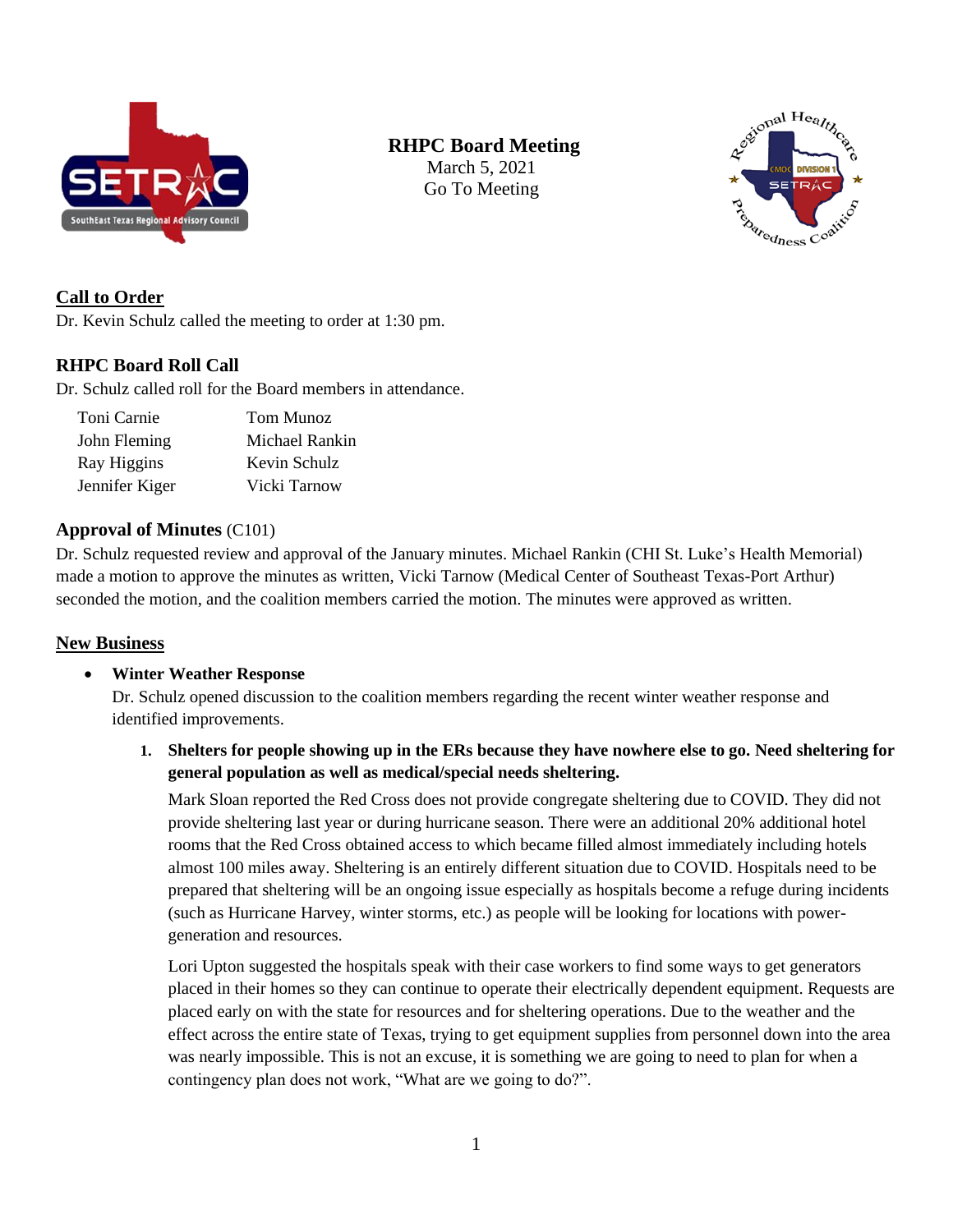# RHPC Board Meeting

March 5, 2021
Go To Meeting

## Call to Order

Dr. Kevin Schulz called the meeting to order at 1:30 pm.

## RHPC Board Roll Call

Dr. Schulz called roll for the Board members in attendance.

| | |
|---|---|
| Toni Carnie | Tom Munoz |
| John Fleming | Michael Rankin |
| Ray Higgins | Kevin Schulz |
| Jennifer Kiger | Vicki Tarnow |

## Approval of Minutes (C101)

Dr. Schulz requested review and approval of the January minutes. Michael Rankin (CHI St. Luke's Health Memorial) made a motion to approve the minutes as written, Vicki Tarnow (Medical Center of Southeast Texas-Port Arthur) seconded the motion, and the coalition members carried the motion. The minutes were approved as written.

## New Business

- **Winter Weather Response**

  Dr. Schulz opened discussion to the coalition members regarding the recent winter weather response and identified improvements.

  1. **Shelters for people showing up in the ERs because they have nowhere else to go. Need sheltering for general population as well as medical/special needs sheltering.**

     Mark Sloan reported the Red Cross does not provide congregate sheltering due to COVID. They did not provide sheltering last year or during hurricane season. There were an additional 20% additional hotel rooms that the Red Cross obtained access to which became filled almost immediately including hotels almost 100 miles away. Sheltering is an entirely different situation due to COVID. Hospitals need to be prepared that sheltering will be an ongoing issue especially as hospitals become a refuge during incidents (such as Hurricane Harvey, winter storms, etc.) as people will be looking for locations with power-generation and resources.

     Lori Upton suggested the hospitals speak with their case workers to find some ways to get generators placed in their homes so they can continue to operate their electrically dependent equipment. Requests are placed early on with the state for resources and for sheltering operations. Due to the weather and the effect across the entire state of Texas, trying to get equipment supplies from personnel down into the area was nearly impossible. This is not an excuse, it is something we are going to need to plan for when a contingency plan does not work, "What are we going to do?".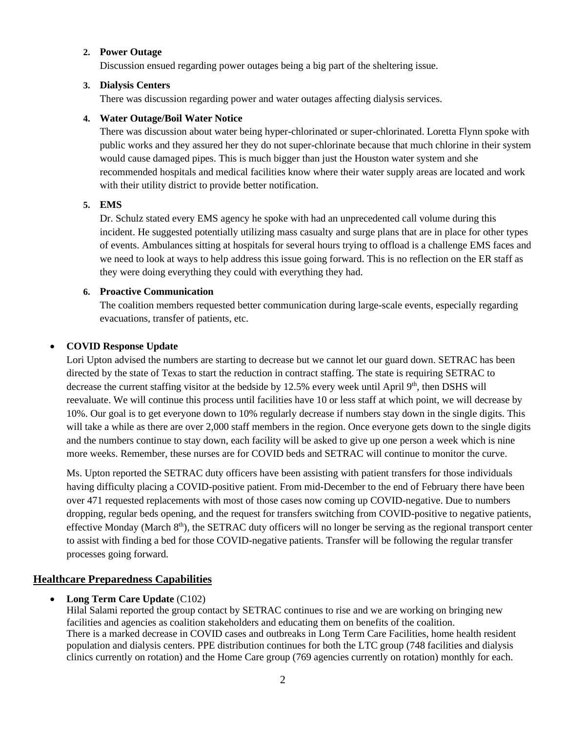2. **Power Outage**
   Discussion ensued regarding power outages being a big part of the sheltering issue.

3. **Dialysis Centers**
   There was discussion regarding power and water outages affecting dialysis services.

4. **Water Outage/Boil Water Notice**
   There was discussion about water being hyper-chlorinated or super-chlorinated. Loretta Flynn spoke with public works and they assured her they do not super-chlorinate because that much chlorine in their system would cause damaged pipes. This is much bigger than just the Houston water system and she recommended hospitals and medical facilities know where their water supply areas are located and work with their utility district to provide better notification.

5. **EMS**
   Dr. Schulz stated every EMS agency he spoke with had an unprecedented call volume during this incident. He suggested potentially utilizing mass casualty and surge plans that are in place for other types of events. Ambulances sitting at hospitals for several hours trying to offload is a challenge EMS faces and we need to look at ways to help address this issue going forward. This is no reflection on the ER staff as they were doing everything they could with everything they had.

6. **Proactive Communication**
   The coalition members requested better communication during large-scale events, especially regarding evacuations, transfer of patients, etc.

- **COVID Response Update**

  Lori Upton advised the numbers are starting to decrease but we cannot let our guard down. SETRAC has been directed by the state of Texas to start the reduction in contract staffing. The state is requiring SETRAC to decrease the current staffing visitor at the bedside by 12.5% every week until April 9th, then DSHS will reevaluate. We will continue this process until facilities have 10 or less staff at which point, we will decrease by 10%. Our goal is to get everyone down to 10% regularly decrease if numbers stay down in the single digits. This will take a while as there are over 2,000 staff members in the region. Once everyone gets down to the single digits and the numbers continue to stay down, each facility will be asked to give up one person a week which is nine more weeks. Remember, these nurses are for COVID beds and SETRAC will continue to monitor the curve.

  Ms. Upton reported the SETRAC duty officers have been assisting with patient transfers for those individuals having difficulty placing a COVID-positive patient. From mid-December to the end of February there have been over 471 requested replacements with most of those cases now coming up COVID-negative. Due to numbers dropping, regular beds opening, and the request for transfers switching from COVID-positive to negative patients, effective Monday (March 8th), the SETRAC duty officers will no longer be serving as the regional transport center to assist with finding a bed for those COVID-negative patients. Transfer will be following the regular transfer processes going forward.

## Healthcare Preparedness Capabilities

- **Long Term Care Update** (C102)

  Hilal Salami reported the group contact by SETRAC continues to rise and we are working on bringing new facilities and agencies as coalition stakeholders and educating them on benefits of the coalition.
  There is a marked decrease in COVID cases and outbreaks in Long Term Care Facilities, home health resident population and dialysis centers. PPE distribution continues for both the LTC group (748 facilities and dialysis clinics currently on rotation) and the Home Care group (769 agencies currently on rotation) monthly for each.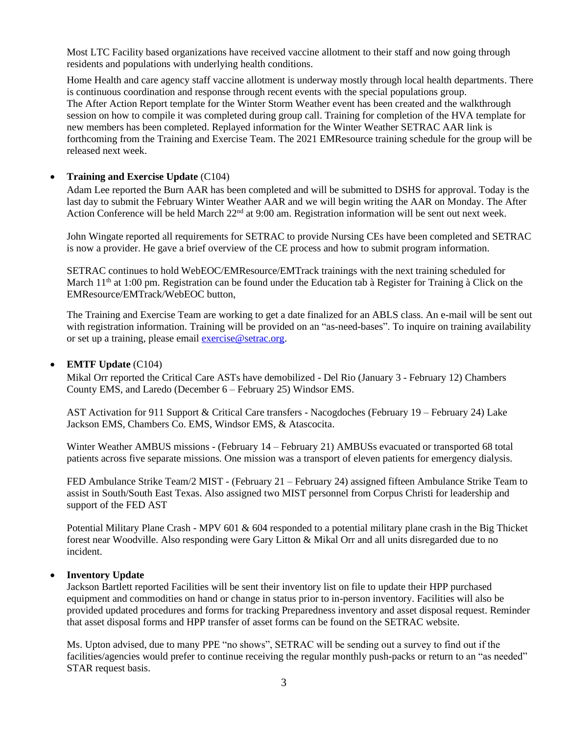Most LTC Facility based organizations have received vaccine allotment to their staff and now going through residents and populations with underlying health conditions.

Home Health and care agency staff vaccine allotment is underway mostly through local health departments. There is continuous coordination and response through recent events with the special populations group. The After Action Report template for the Winter Storm Weather event has been created and the walkthrough session on how to compile it was completed during group call. Training for completion of the HVA template for new members has been completed. Replayed information for the Winter Weather SETRAC AAR link is forthcoming from the Training and Exercise Team. The 2021 EMResource training schedule for the group will be released next week.

- **Training and Exercise Update** (C104)

  Adam Lee reported the Burn AAR has been completed and will be submitted to DSHS for approval. Today is the last day to submit the February Winter Weather AAR and we will begin writing the AAR on Monday. The After Action Conference will be held March 22nd at 9:00 am. Registration information will be sent out next week.

  John Wingate reported all requirements for SETRAC to provide Nursing CEs have been completed and SETRAC is now a provider. He gave a brief overview of the CE process and how to submit program information.

  SETRAC continues to hold WebEOC/EMResource/EMTrack trainings with the next training scheduled for March 11th at 1:00 pm. Registration can be found under the Education tab à Register for Training à Click on the EMResource/EMTrack/WebEOC button,

  The Training and Exercise Team are working to get a date finalized for an ABLS class. An e-mail will be sent out with registration information. Training will be provided on an "as-need-bases". To inquire on training availability or set up a training, please email exercise@setrac.org.

- **EMTF Update** (C104)

  Mikal Orr reported the Critical Care ASTs have demobilized - Del Rio (January 3 - February 12) Chambers County EMS, and Laredo (December 6 – February 25) Windsor EMS.

  AST Activation for 911 Support & Critical Care transfers - Nacogdoches (February 19 – February 24) Lake Jackson EMS, Chambers Co. EMS, Windsor EMS, & Atascocita.

  Winter Weather AMBUS missions - (February 14 – February 21) AMBUSs evacuated or transported 68 total patients across five separate missions. One mission was a transport of eleven patients for emergency dialysis.

  FED Ambulance Strike Team/2 MIST - (February 21 – February 24) assigned fifteen Ambulance Strike Team to assist in South/South East Texas. Also assigned two MIST personnel from Corpus Christi for leadership and support of the FED AST

  Potential Military Plane Crash - MPV 601 & 604 responded to a potential military plane crash in the Big Thicket forest near Woodville. Also responding were Gary Litton & Mikal Orr and all units disregarded due to no incident.

- **Inventory Update**

  Jackson Bartlett reported Facilities will be sent their inventory list on file to update their HPP purchased equipment and commodities on hand or change in status prior to in-person inventory. Facilities will also be provided updated procedures and forms for tracking Preparedness inventory and asset disposal request. Reminder that asset disposal forms and HPP transfer of asset forms can be found on the SETRAC website.

  Ms. Upton advised, due to many PPE "no shows", SETRAC will be sending out a survey to find out if the facilities/agencies would prefer to continue receiving the regular monthly push-packs or return to an "as needed" STAR request basis.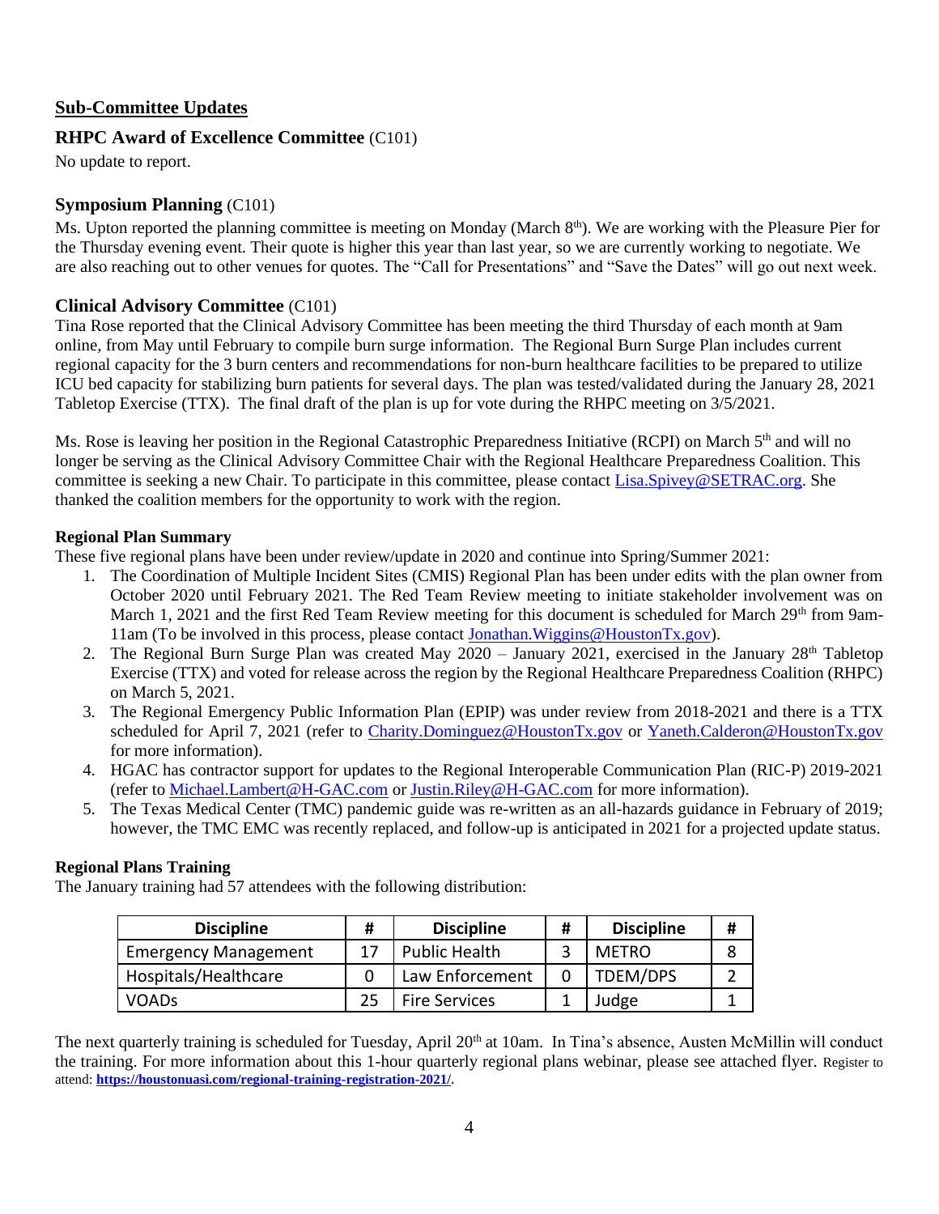## Sub-Committee Updates

### **RHPC Award of Excellence Committee** (C101)

No update to report.

### **Symposium Planning** (C101)

Ms. Upton reported the planning committee is meeting on Monday (March 8th). We are working with the Pleasure Pier for the Thursday evening event. Their quote is higher this year than last year, so we are currently working to negotiate. We are also reaching out to other venues for quotes. The "Call for Presentations" and "Save the Dates" will go out next week.

### **Clinical Advisory Committee** (C101)

Tina Rose reported that the Clinical Advisory Committee has been meeting the third Thursday of each month at 9am online, from May until February to compile burn surge information. The Regional Burn Surge Plan includes current regional capacity for the 3 burn centers and recommendations for non-burn healthcare facilities to be prepared to utilize ICU bed capacity for stabilizing burn patients for several days. The plan was tested/validated during the January 28, 2021 Tabletop Exercise (TTX). The final draft of the plan is up for vote during the RHPC meeting on 3/5/2021.

Ms. Rose is leaving her position in the Regional Catastrophic Preparedness Initiative (RCPI) on March 5th and will no longer be serving as the Clinical Advisory Committee Chair with the Regional Healthcare Preparedness Coalition. This committee is seeking a new Chair. To participate in this committee, please contact Lisa.Spivey@SETRAC.org. She thanked the coalition members for the opportunity to work with the region.

#### **Regional Plan Summary**

These five regional plans have been under review/update in 2020 and continue into Spring/Summer 2021:

1. The Coordination of Multiple Incident Sites (CMIS) Regional Plan has been under edits with the plan owner from October 2020 until February 2021. The Red Team Review meeting to initiate stakeholder involvement was on March 1, 2021 and the first Red Team Review meeting for this document is scheduled for March 29th from 9am-11am (To be involved in this process, please contact Jonathan.Wiggins@HoustonTx.gov).
2. The Regional Burn Surge Plan was created May 2020 – January 2021, exercised in the January 28th Tabletop Exercise (TTX) and voted for release across the region by the Regional Healthcare Preparedness Coalition (RHPC) on March 5, 2021.
3. The Regional Emergency Public Information Plan (EPIP) was under review from 2018-2021 and there is a TTX scheduled for April 7, 2021 (refer to Charity.Dominguez@HoustonTx.gov or Yaneth.Calderon@HoustonTx.gov for more information).
4. HGAC has contractor support for updates to the Regional Interoperable Communication Plan (RIC-P) 2019-2021 (refer to Michael.Lambert@H-GAC.com or Justin.Riley@H-GAC.com for more information).
5. The Texas Medical Center (TMC) pandemic guide was re-written as an all-hazards guidance in February of 2019; however, the TMC EMC was recently replaced, and follow-up is anticipated in 2021 for a projected update status.

#### **Regional Plans Training**

The January training had 57 attendees with the following distribution:

| Discipline | # | Discipline | # | Discipline | # |
|---|---|---|---|---|---|
| Emergency Management | 17 | Public Health | 3 | METRO | 8 |
| Hospitals/Healthcare | 0 | Law Enforcement | 0 | TDEM/DPS | 2 |
| VOADs | 25 | Fire Services | 1 | Judge | 1 |

The next quarterly training is scheduled for Tuesday, April 20th at 10am. In Tina's absence, Austen McMillin will conduct the training. For more information about this 1-hour quarterly regional plans webinar, please see attached flyer. Register to attend: **https://houstonuasi.com/regional-training-registration-2021/**.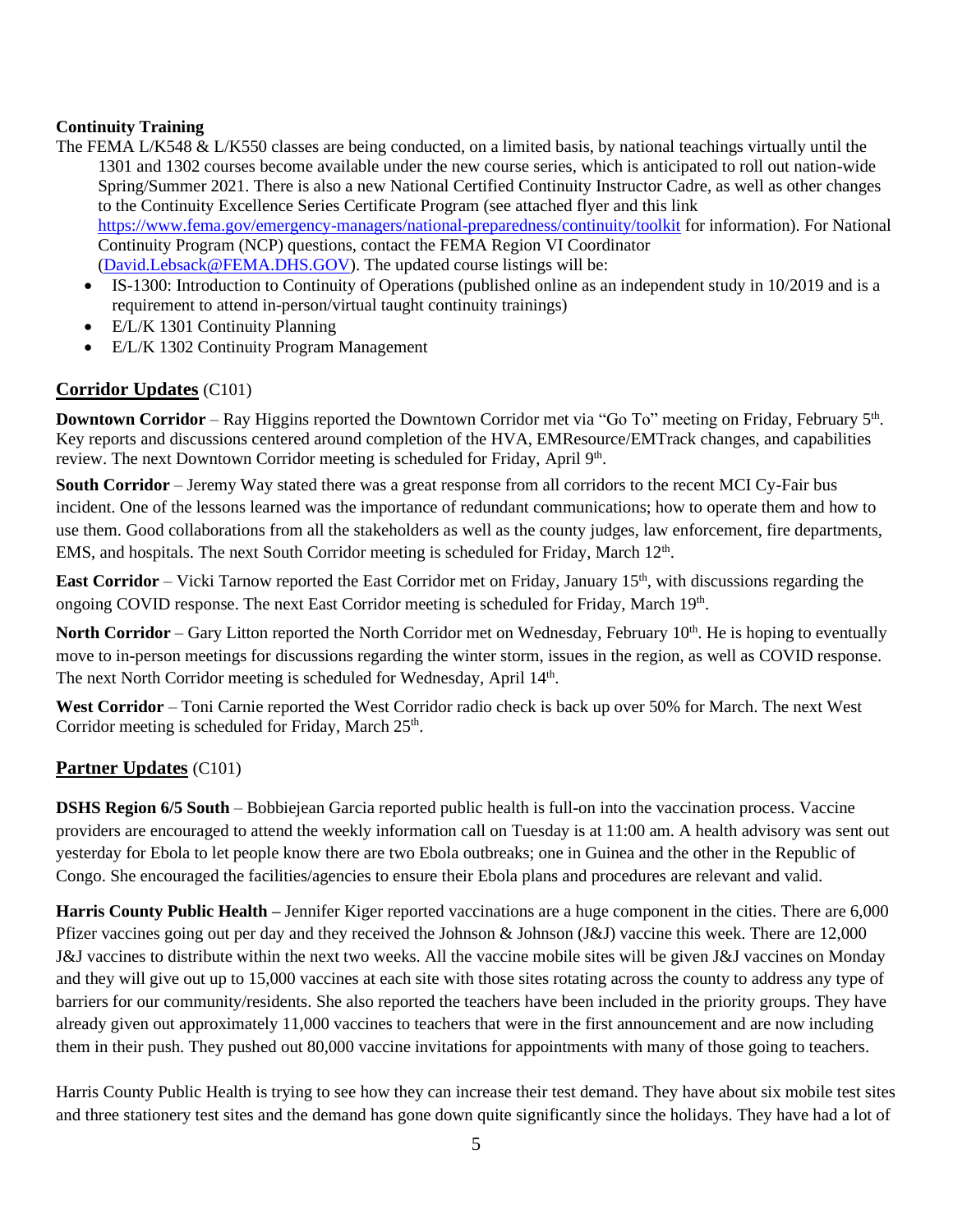**Continuity Training**

The FEMA L/K548 & L/K550 classes are being conducted, on a limited basis, by national teachings virtually until the 1301 and 1302 courses become available under the new course series, which is anticipated to roll out nation-wide Spring/Summer 2021. There is also a new National Certified Continuity Instructor Cadre, as well as other changes to the Continuity Excellence Series Certificate Program (see attached flyer and this link https://www.fema.gov/emergency-managers/national-preparedness/continuity/toolkit for information). For National Continuity Program (NCP) questions, contact the FEMA Region VI Coordinator (David.Lebsack@FEMA.DHS.GOV). The updated course listings will be:

- IS-1300: Introduction to Continuity of Operations (published online as an independent study in 10/2019 and is a requirement to attend in-person/virtual taught continuity trainings)
- E/L/K 1301 Continuity Planning
- E/L/K 1302 Continuity Program Management

## Corridor Updates (C101)

**Downtown Corridor** – Ray Higgins reported the Downtown Corridor met via "Go To" meeting on Friday, February 5th. Key reports and discussions centered around completion of the HVA, EMResource/EMTrack changes, and capabilities review. The next Downtown Corridor meeting is scheduled for Friday, April 9th.

**South Corridor** – Jeremy Way stated there was a great response from all corridors to the recent MCI Cy-Fair bus incident. One of the lessons learned was the importance of redundant communications; how to operate them and how to use them. Good collaborations from all the stakeholders as well as the county judges, law enforcement, fire departments, EMS, and hospitals. The next South Corridor meeting is scheduled for Friday, March 12th.

**East Corridor** – Vicki Tarnow reported the East Corridor met on Friday, January 15th, with discussions regarding the ongoing COVID response. The next East Corridor meeting is scheduled for Friday, March 19th.

**North Corridor** – Gary Litton reported the North Corridor met on Wednesday, February 10th. He is hoping to eventually move to in-person meetings for discussions regarding the winter storm, issues in the region, as well as COVID response. The next North Corridor meeting is scheduled for Wednesday, April 14th.

**West Corridor** – Toni Carnie reported the West Corridor radio check is back up over 50% for March. The next West Corridor meeting is scheduled for Friday, March 25th.

## Partner Updates (C101)

**DSHS Region 6/5 South** – Bobbiejean Garcia reported public health is full-on into the vaccination process. Vaccine providers are encouraged to attend the weekly information call on Tuesday is at 11:00 am. A health advisory was sent out yesterday for Ebola to let people know there are two Ebola outbreaks; one in Guinea and the other in the Republic of Congo. She encouraged the facilities/agencies to ensure their Ebola plans and procedures are relevant and valid.

**Harris County Public Health –** Jennifer Kiger reported vaccinations are a huge component in the cities. There are 6,000 Pfizer vaccines going out per day and they received the Johnson & Johnson (J&J) vaccine this week. There are 12,000 J&J vaccines to distribute within the next two weeks. All the vaccine mobile sites will be given J&J vaccines on Monday and they will give out up to 15,000 vaccines at each site with those sites rotating across the county to address any type of barriers for our community/residents. She also reported the teachers have been included in the priority groups. They have already given out approximately 11,000 vaccines to teachers that were in the first announcement and are now including them in their push. They pushed out 80,000 vaccine invitations for appointments with many of those going to teachers.

Harris County Public Health is trying to see how they can increase their test demand. They have about six mobile test sites and three stationery test sites and the demand has gone down quite significantly since the holidays. They have had a lot of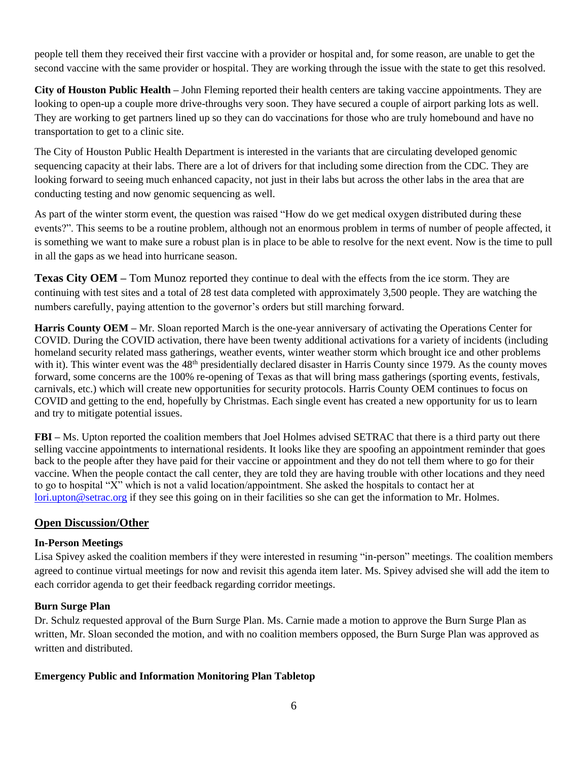people tell them they received their first vaccine with a provider or hospital and, for some reason, are unable to get the second vaccine with the same provider or hospital. They are working through the issue with the state to get this resolved.

**City of Houston Public Health –** John Fleming reported their health centers are taking vaccine appointments. They are looking to open-up a couple more drive-throughs very soon. They have secured a couple of airport parking lots as well. They are working to get partners lined up so they can do vaccinations for those who are truly homebound and have no transportation to get to a clinic site.

The City of Houston Public Health Department is interested in the variants that are circulating developed genomic sequencing capacity at their labs. There are a lot of drivers for that including some direction from the CDC. They are looking forward to seeing much enhanced capacity, not just in their labs but across the other labs in the area that are conducting testing and now genomic sequencing as well.

As part of the winter storm event, the question was raised "How do we get medical oxygen distributed during these events?". This seems to be a routine problem, although not an enormous problem in terms of number of people affected, it is something we want to make sure a robust plan is in place to be able to resolve for the next event. Now is the time to pull in all the gaps as we head into hurricane season.

**Texas City OEM –** Tom Munoz reported they continue to deal with the effects from the ice storm. They are continuing with test sites and a total of 28 test data completed with approximately 3,500 people. They are watching the numbers carefully, paying attention to the governor's orders but still marching forward.

**Harris County OEM –** Mr. Sloan reported March is the one-year anniversary of activating the Operations Center for COVID. During the COVID activation, there have been twenty additional activations for a variety of incidents (including homeland security related mass gatherings, weather events, winter weather storm which brought ice and other problems with it). This winter event was the 48th presidentially declared disaster in Harris County since 1979. As the county moves forward, some concerns are the 100% re-opening of Texas as that will bring mass gatherings (sporting events, festivals, carnivals, etc.) which will create new opportunities for security protocols. Harris County OEM continues to focus on COVID and getting to the end, hopefully by Christmas. Each single event has created a new opportunity for us to learn and try to mitigate potential issues.

**FBI –** Ms. Upton reported the coalition members that Joel Holmes advised SETRAC that there is a third party out there selling vaccine appointments to international residents. It looks like they are spoofing an appointment reminder that goes back to the people after they have paid for their vaccine or appointment and they do not tell them where to go for their vaccine. When the people contact the call center, they are told they are having trouble with other locations and they need to go to hospital "X" which is not a valid location/appointment. She asked the hospitals to contact her at lori.upton@setrac.org if they see this going on in their facilities so she can get the information to Mr. Holmes.

## Open Discussion/Other

### In-Person Meetings

Lisa Spivey asked the coalition members if they were interested in resuming "in-person" meetings. The coalition members agreed to continue virtual meetings for now and revisit this agenda item later. Ms. Spivey advised she will add the item to each corridor agenda to get their feedback regarding corridor meetings.

### Burn Surge Plan

Dr. Schulz requested approval of the Burn Surge Plan. Ms. Carnie made a motion to approve the Burn Surge Plan as written, Mr. Sloan seconded the motion, and with no coalition members opposed, the Burn Surge Plan was approved as written and distributed.

### Emergency Public and Information Monitoring Plan Tabletop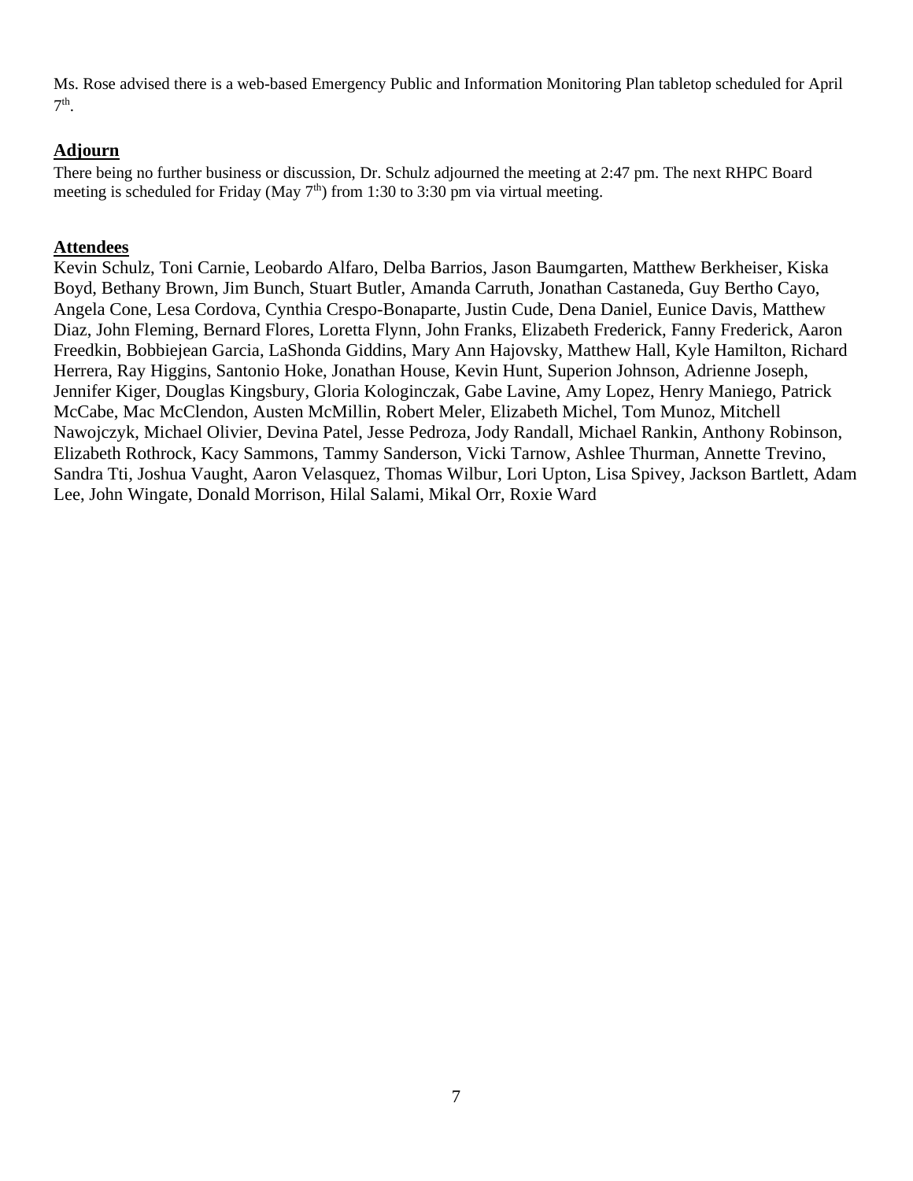Ms. Rose advised there is a web-based Emergency Public and Information Monitoring Plan tabletop scheduled for April 7th.

## Adjourn

There being no further business or discussion, Dr. Schulz adjourned the meeting at 2:47 pm. The next RHPC Board meeting is scheduled for Friday (May 7th) from 1:30 to 3:30 pm via virtual meeting.

## Attendees

Kevin Schulz, Toni Carnie, Leobardo Alfaro, Delba Barrios, Jason Baumgarten, Matthew Berkheiser, Kiska Boyd, Bethany Brown, Jim Bunch, Stuart Butler, Amanda Carruth, Jonathan Castaneda, Guy Bertho Cayo, Angela Cone, Lesa Cordova, Cynthia Crespo-Bonaparte, Justin Cude, Dena Daniel, Eunice Davis, Matthew Diaz, John Fleming, Bernard Flores, Loretta Flynn, John Franks, Elizabeth Frederick, Fanny Frederick, Aaron Freedkin, Bobbiejean Garcia, LaShonda Giddins, Mary Ann Hajovsky, Matthew Hall, Kyle Hamilton, Richard Herrera, Ray Higgins, Santonio Hoke, Jonathan House, Kevin Hunt, Superion Johnson, Adrienne Joseph, Jennifer Kiger, Douglas Kingsbury, Gloria Kologinczak, Gabe Lavine, Amy Lopez, Henry Maniego, Patrick McCabe, Mac McClendon, Austen McMillin, Robert Meler, Elizabeth Michel, Tom Munoz, Mitchell Nawojczyk, Michael Olivier, Devina Patel, Jesse Pedroza, Jody Randall, Michael Rankin, Anthony Robinson, Elizabeth Rothrock, Kacy Sammons, Tammy Sanderson, Vicki Tarnow, Ashlee Thurman, Annette Trevino, Sandra Tti, Joshua Vaught, Aaron Velasquez, Thomas Wilbur, Lori Upton, Lisa Spivey, Jackson Bartlett, Adam Lee, John Wingate, Donald Morrison, Hilal Salami, Mikal Orr, Roxie Ward